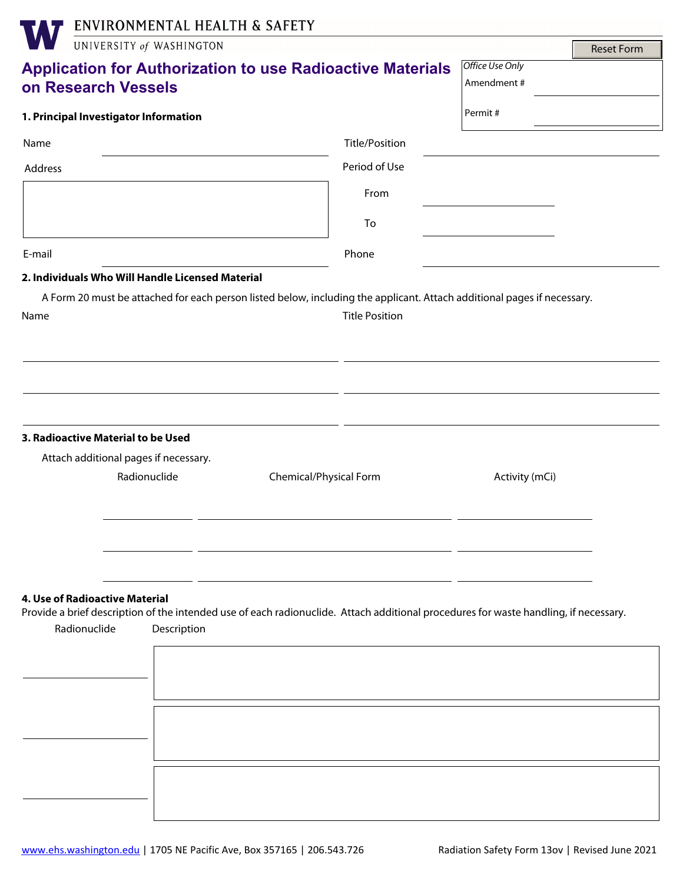ENVIRONMENTAL HEALTH & SAFETY
UNIVERSITY of WASHINGTON

Reset Form

# Application for Authorization to use Radioactive Materials on Research Vessels

*Office Use Only*
Amendment # ____________
Permit # ____________

## 1. Principal Investigator Information

Name ____________ Title/Position ____________

Address ____________

Period of Use
From ____________
To ____________

E-mail ____________ Phone ____________

## 2. Individuals Who Will Handle Licensed Material

A Form 20 must be attached for each person listed below, including the applicant. Attach additional pages if necessary.

| Name | Title Position |
|---|---|
| | |
| | |
| | |

## 3. Radioactive Material to be Used

Attach additional pages if necessary.

| Radionuclide | Chemical/Physical Form | Activity (mCi) |
|---|---|---|
| | | |
| | | |
| | | |

## 4. Use of Radioactive Material

Provide a brief description of the intended use of each radionuclide. Attach additional procedures for waste handling, if necessary.

| Radionuclide | Description |
|---|---|
| | |
| | |
| | |

www.ehs.washington.edu | 1705 NE Pacific Ave, Box 357165 | 206.543.726 Radiation Safety Form 13ov | Revised June 2021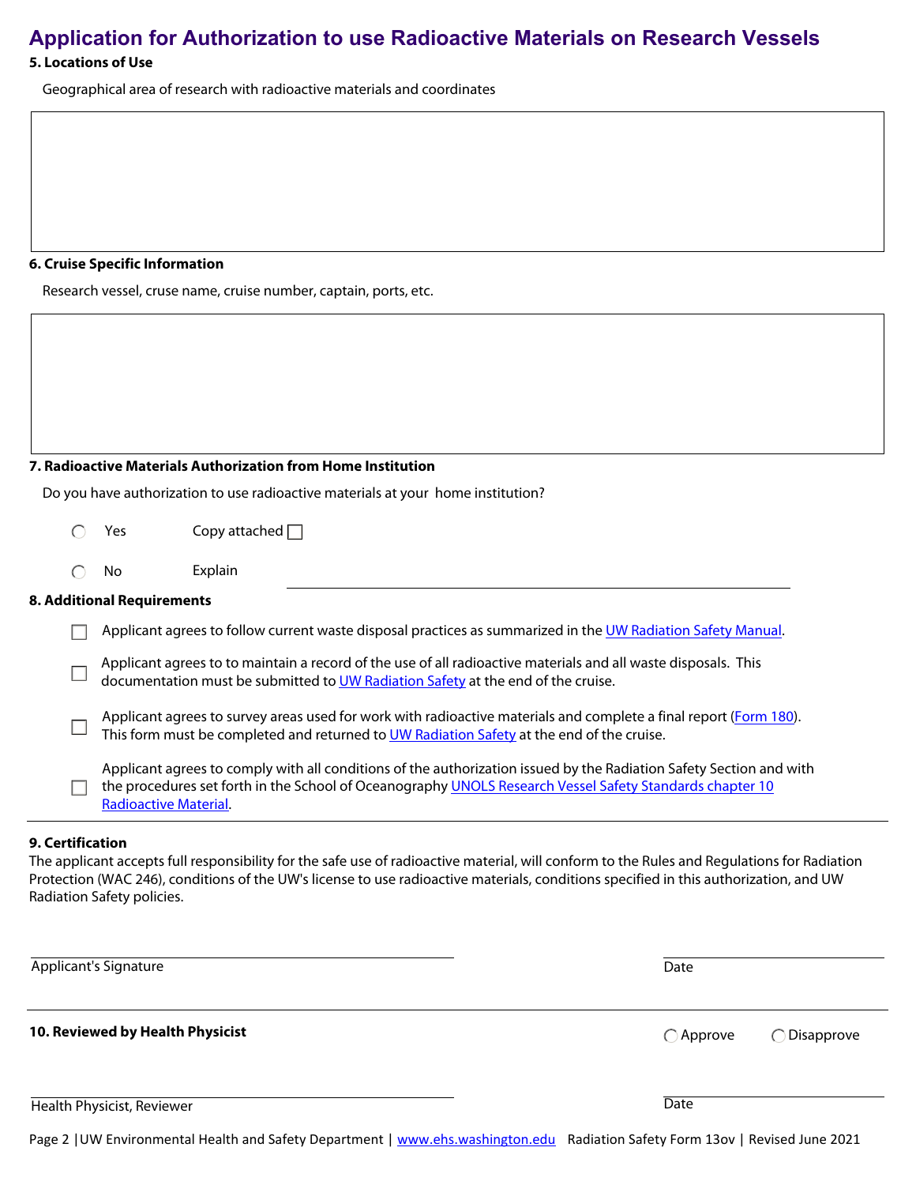# Application for Authorization to use Radioactive Materials on Research Vessels

**5. Locations of Use**

Geographical area of research with radioactive materials and coordinates

**6. Cruise Specific Information**

Research vessel, cruse name, cruise number, captain, ports, etc.

**7. Radioactive Materials Authorization from Home Institution**

Do you have authorization to use radioactive materials at your home institution?

- ○ Yes Copy attached ☐
- ○ No Explain \_\_\_\_\_\_\_\_\_\_\_\_\_\_\_\_\_\_\_\_\_\_\_\_\_\_\_\_\_\_\_\_\_\_\_\_\_\_\_\_

**8. Additional Requirements**

- ☐ Applicant agrees to follow current waste disposal practices as summarized in the UW Radiation Safety Manual.
- ☐ Applicant agrees to to maintain a record of the use of all radioactive materials and all waste disposals. This documentation must be submitted to UW Radiation Safety at the end of the cruise.
- ☐ Applicant agrees to survey areas used for work with radioactive materials and complete a final report (Form 180). This form must be completed and returned to UW Radiation Safety at the end of the cruise.
- ☐ Applicant agrees to comply with all conditions of the authorization issued by the Radiation Safety Section and with the procedures set forth in the School of Oceanography UNOLS Research Vessel Safety Standards chapter 10 Radioactive Material.

**9. Certification**

The applicant accepts full responsibility for the safe use of radioactive material, will conform to the Rules and Regulations for Radiation Protection (WAC 246), conditions of the UW's license to use radioactive materials, conditions specified in this authorization, and UW Radiation Safety policies.

\_\_\_\_\_\_\_\_\_\_\_\_\_\_\_\_\_\_\_\_\_\_\_\_\_\_\_\_\_\_\_\_\_\_\_\_ \_\_\_\_\_\_\_\_\_\_\_\_\_\_\_\_\_\_

Applicant's Signature Date

**10. Reviewed by Health Physicist** ○ Approve ○ Disapprove

\_\_\_\_\_\_\_\_\_\_\_\_\_\_\_\_\_\_\_\_\_\_\_\_\_\_\_\_\_\_\_\_\_\_\_\_ \_\_\_\_\_\_\_\_\_\_\_\_\_\_\_\_\_\_

Health Physicist, Reviewer Date

UW Environmental Health and Safety Department | www.ehs.washington.edu Radiation Safety Form 13ov | Revised June 2021